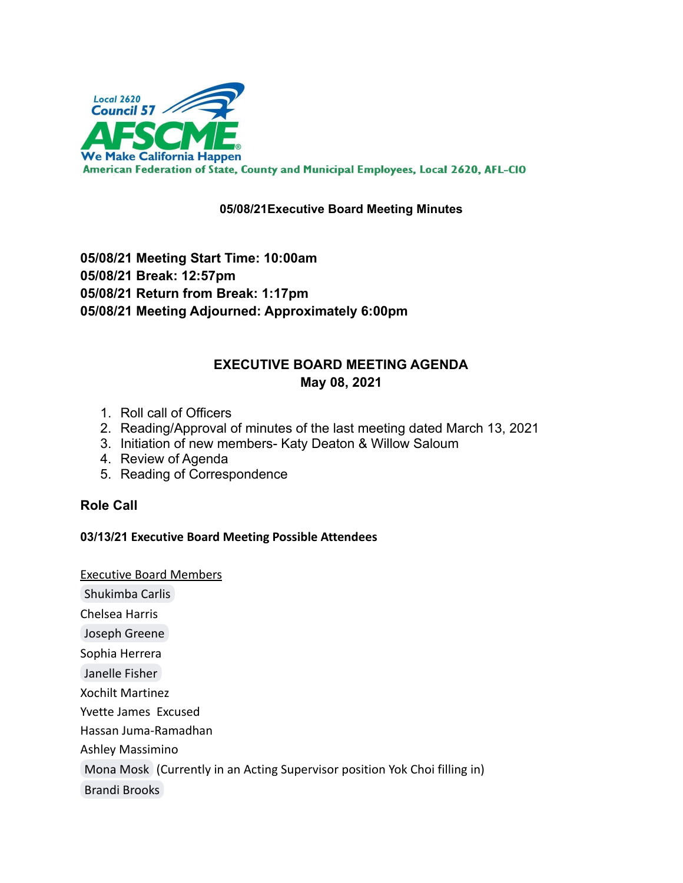Local 2620
Council 57
AFSCME
We Make California Happen
American Federation of State, County and Municipal Employees, Local 2620, AFL-CIO

**05/08/21Executive Board Meeting Minutes**

**05/08/21 Meeting Start Time: 10:00am**
**05/08/21 Break: 12:57pm**
**05/08/21 Return from Break: 1:17pm**
**05/08/21 Meeting Adjourned: Approximately 6:00pm**

## EXECUTIVE BOARD MEETING AGENDA
## May 08, 2021

1. Roll call of Officers
2. Reading/Approval of minutes of the last meeting dated March 13, 2021
3. Initiation of new members- Katy Deaton & Willow Saloum
4. Review of Agenda
5. Reading of Correspondence

## Role Call

**03/13/21 Executive Board Meeting Possible Attendees**

Executive Board Members
Shukimba Carlis
Chelsea Harris
Joseph Greene
Sophia Herrera
Janelle Fisher
Xochilt Martinez
Yvette James Excused
Hassan Juma-Ramadhan
Ashley Massimino
Mona Mosk (Currently in an Acting Supervisor position Yok Choi filling in)
Brandi Brooks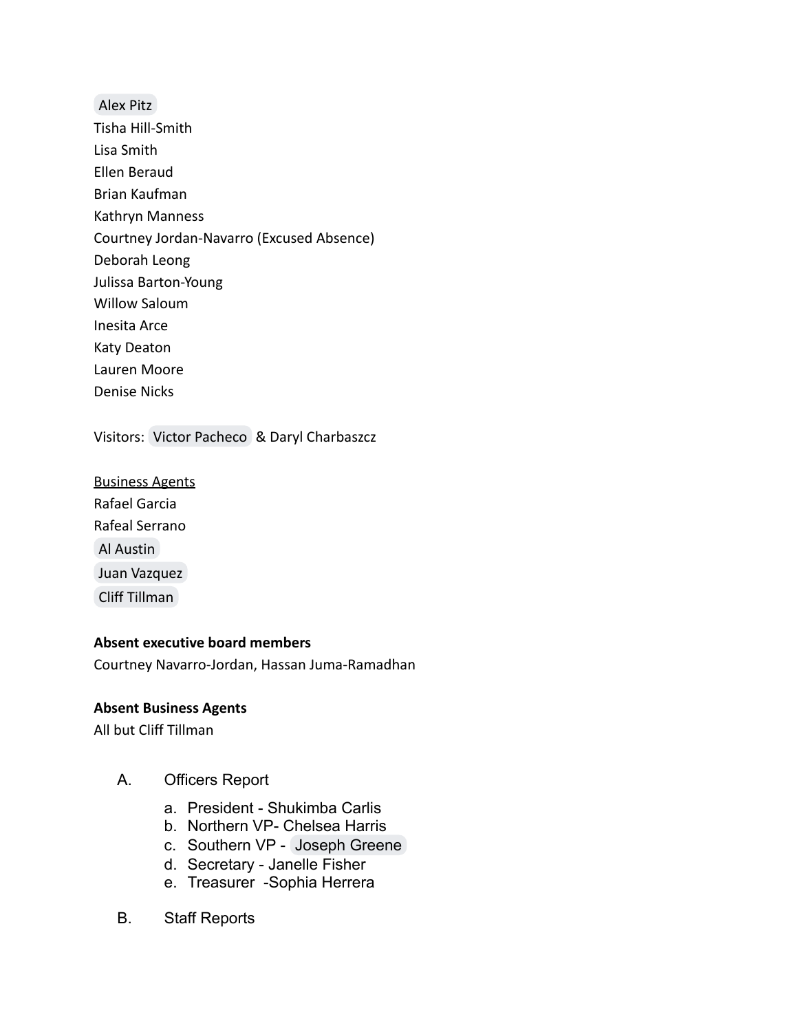Alex Pitz
Tisha Hill-Smith
Lisa Smith
Ellen Beraud
Brian Kaufman
Kathryn Manness
Courtney Jordan-Navarro (Excused Absence)
Deborah Leong
Julissa Barton-Young
Willow Saloum
Inesita Arce
Katy Deaton
Lauren Moore
Denise Nicks

Visitors: Victor Pacheco & Daryl Charbaszcz

<u>Business Agents</u>
Rafael Garcia
Rafeal Serrano
Al Austin
Juan Vazquez
Cliff Tillman

**Absent executive board members**
Courtney Navarro-Jordan, Hassan Juma-Ramadhan

**Absent Business Agents**
All but Cliff Tillman

A. Officers Report
  a. President - Shukimba Carlis
  b. Northern VP- Chelsea Harris
  c. Southern VP - Joseph Greene
  d. Secretary - Janelle Fisher
  e. Treasurer -Sophia Herrera

B. Staff Reports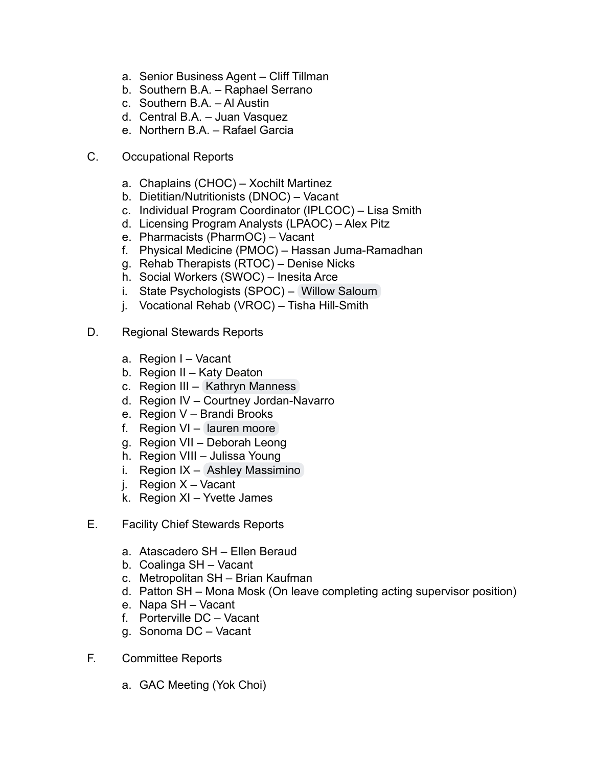a. Senior Business Agent – Cliff Tillman
b. Southern B.A. – Raphael Serrano
c. Southern B.A. – Al Austin
d. Central B.A. – Juan Vasquez
e. Northern B.A. – Rafael Garcia

C. Occupational Reports

a. Chaplains (CHOC) – Xochilt Martinez
b. Dietitian/Nutritionists (DNOC) – Vacant
c. Individual Program Coordinator (IPLCOC) – Lisa Smith
d. Licensing Program Analysts (LPAOC) – Alex Pitz
e. Pharmacists (PharmOC) – Vacant
f. Physical Medicine (PMOC) – Hassan Juma-Ramadhan
g. Rehab Therapists (RTOC) – Denise Nicks
h. Social Workers (SWOC) – Inesita Arce
i. State Psychologists (SPOC) – Willow Saloum
j. Vocational Rehab (VROC) – Tisha Hill-Smith

D. Regional Stewards Reports

a. Region I – Vacant
b. Region II – Katy Deaton
c. Region III – Kathryn Manness
d. Region IV – Courtney Jordan-Navarro
e. Region V – Brandi Brooks
f. Region VI – lauren moore
g. Region VII – Deborah Leong
h. Region VIII – Julissa Young
i. Region IX – Ashley Massimino
j. Region X – Vacant
k. Region XI – Yvette James

E. Facility Chief Stewards Reports

a. Atascadero SH – Ellen Beraud
b. Coalinga SH – Vacant
c. Metropolitan SH – Brian Kaufman
d. Patton SH – Mona Mosk (On leave completing acting supervisor position)
e. Napa SH – Vacant
f. Porterville DC – Vacant
g. Sonoma DC – Vacant

F. Committee Reports

a. GAC Meeting (Yok Choi)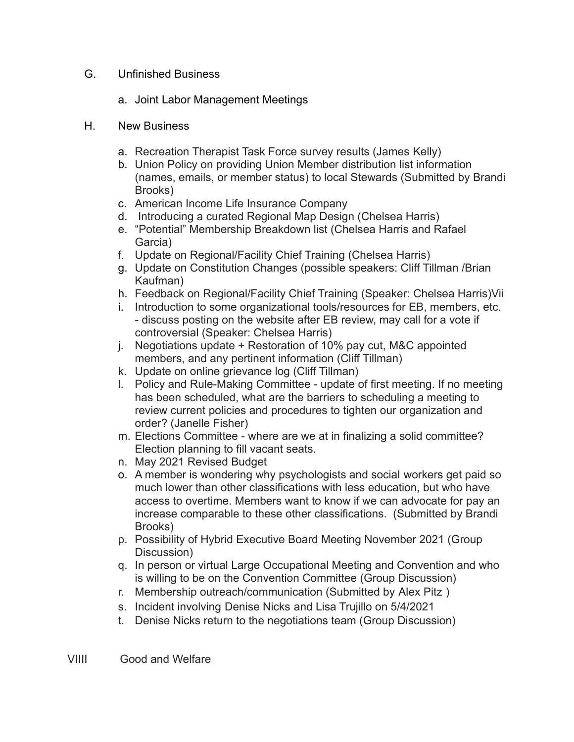G. Unfinished Business

a. Joint Labor Management Meetings

H. New Business

a. Recreation Therapist Task Force survey results (James Kelly)
b. Union Policy on providing Union Member distribution list information (names, emails, or member status) to local Stewards (Submitted by Brandi Brooks)
c. American Income Life Insurance Company
d. Introducing a curated Regional Map Design (Chelsea Harris)
e. "Potential" Membership Breakdown list (Chelsea Harris and Rafael Garcia)
f. Update on Regional/Facility Chief Training (Chelsea Harris)
g. Update on Constitution Changes (possible speakers: Cliff Tillman /Brian Kaufman)
h. Feedback on Regional/Facility Chief Training (Speaker: Chelsea Harris)Vii
i. Introduction to some organizational tools/resources for EB, members, etc. - discuss posting on the website after EB review, may call for a vote if controversial (Speaker: Chelsea Harris)
j. Negotiations update + Restoration of 10% pay cut, M&C appointed members, and any pertinent information (Cliff Tillman)
k. Update on online grievance log (Cliff Tillman)
l. Policy and Rule-Making Committee - update of first meeting. If no meeting has been scheduled, what are the barriers to scheduling a meeting to review current policies and procedures to tighten our organization and order? (Janelle Fisher)
m. Elections Committee - where are we at in finalizing a solid committee? Election planning to fill vacant seats.
n. May 2021 Revised Budget
o. A member is wondering why psychologists and social workers get paid so much lower than other classifications with less education, but who have access to overtime. Members want to know if we can advocate for pay an increase comparable to these other classifications. (Submitted by Brandi Brooks)
p. Possibility of Hybrid Executive Board Meeting November 2021 (Group Discussion)
q. In person or virtual Large Occupational Meeting and Convention and who is willing to be on the Convention Committee (Group Discussion)
r. Membership outreach/communication (Submitted by Alex Pitz )
s. Incident involving Denise Nicks and Lisa Trujillo on 5/4/2021
t. Denise Nicks return to the negotiations team (Group Discussion)

VIIII Good and Welfare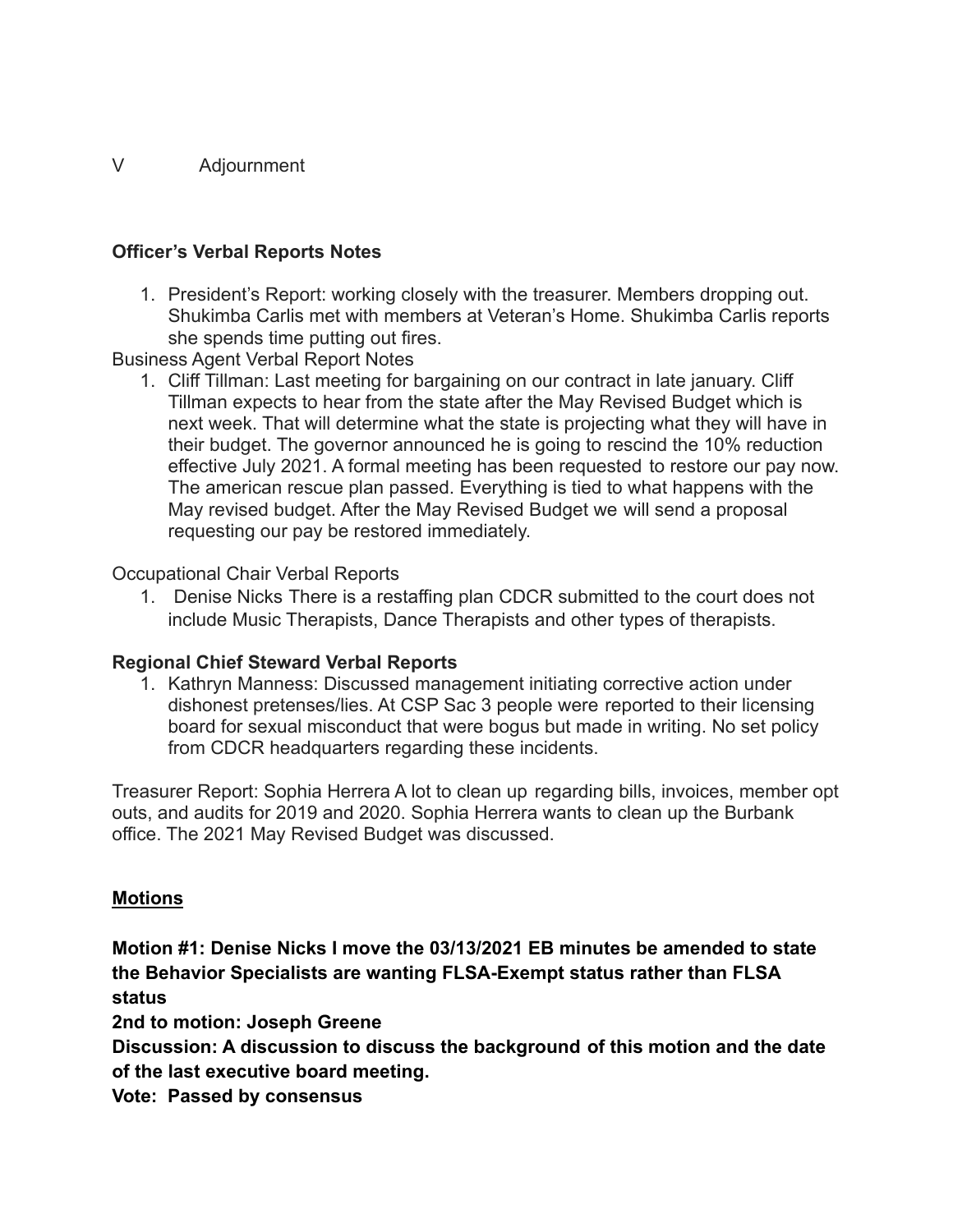V Adjournment

**Officer's Verbal Reports Notes**

1. President's Report: working closely with the treasurer. Members dropping out. Shukimba Carlis met with members at Veteran's Home. Shukimba Carlis reports she spends time putting out fires.

Business Agent Verbal Report Notes

1. Cliff Tillman: Last meeting for bargaining on our contract in late january. Cliff Tillman expects to hear from the state after the May Revised Budget which is next week. That will determine what the state is projecting what they will have in their budget. The governor announced he is going to rescind the 10% reduction effective July 2021. A formal meeting has been requested to restore our pay now. The american rescue plan passed. Everything is tied to what happens with the May revised budget. After the May Revised Budget we will send a proposal requesting our pay be restored immediately.

Occupational Chair Verbal Reports

1. Denise Nicks There is a restaffing plan CDCR submitted to the court does not include Music Therapists, Dance Therapists and other types of therapists.

**Regional Chief Steward Verbal Reports**

1. Kathryn Manness: Discussed management initiating corrective action under dishonest pretenses/lies. At CSP Sac 3 people were reported to their licensing board for sexual misconduct that were bogus but made in writing. No set policy from CDCR headquarters regarding these incidents.

Treasurer Report: Sophia Herrera A lot to clean up regarding bills, invoices, member opt outs, and audits for 2019 and 2020. Sophia Herrera wants to clean up the Burbank office. The 2021 May Revised Budget was discussed.

**<u>Motions</u>**

**Motion #1: Denise Nicks I move the 03/13/2021 EB minutes be amended to state the Behavior Specialists are wanting FLSA-Exempt status rather than FLSA status**

**2nd to motion: Joseph Greene**

**Discussion: A discussion to discuss the background of this motion and the date of the last executive board meeting.**

**Vote: Passed by consensus**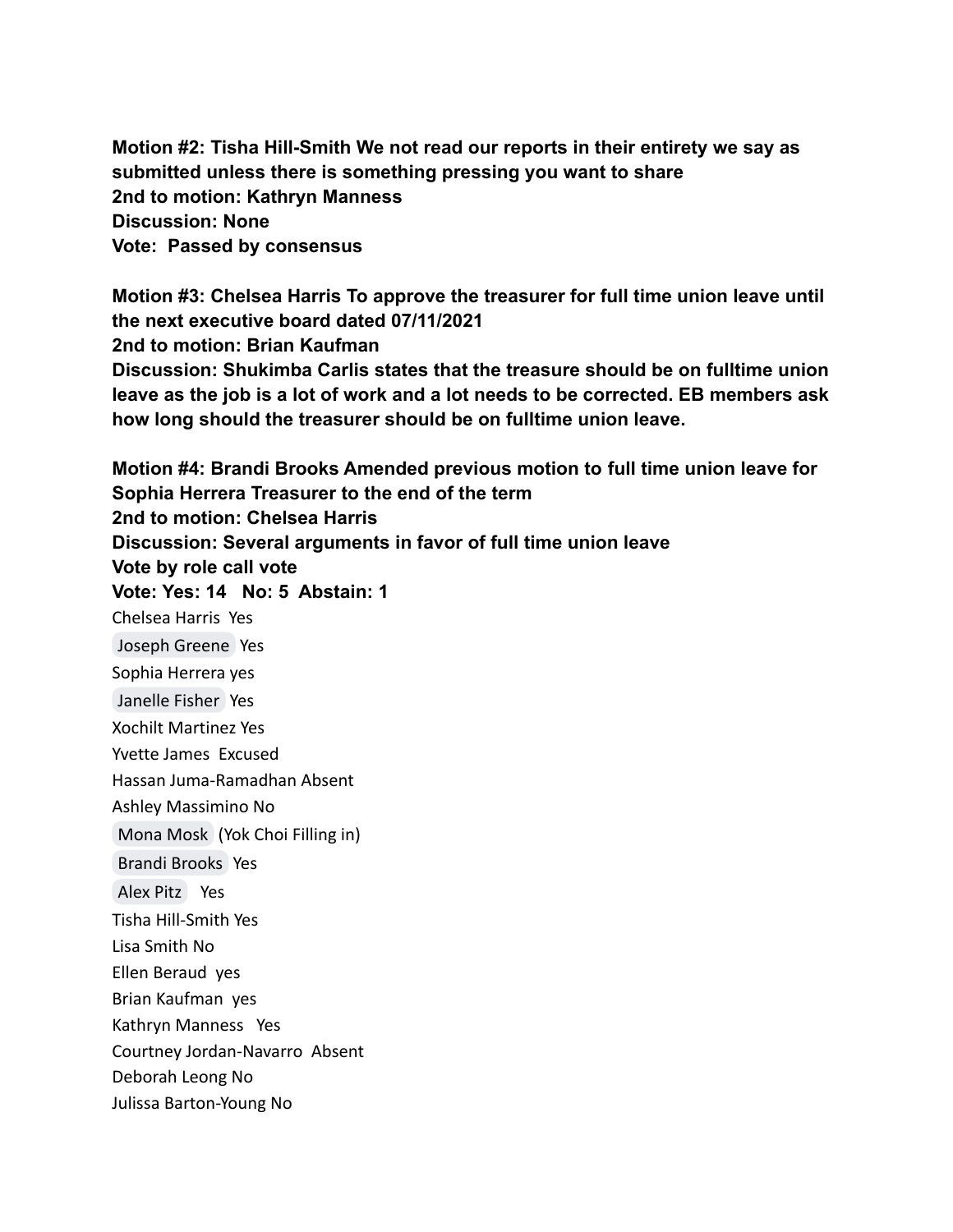**Motion #2: Tisha Hill-Smith We not read our reports in their entirety we say as submitted unless there is something pressing you want to share**
**2nd to motion: Kathryn Manness**
**Discussion: None**
**Vote: Passed by consensus**

**Motion #3: Chelsea Harris To approve the treasurer for full time union leave until the next executive board dated 07/11/2021**
**2nd to motion: Brian Kaufman**
**Discussion: Shukimba Carlis states that the treasure should be on fulltime union leave as the job is a lot of work and a lot needs to be corrected. EB members ask how long should the treasurer should be on fulltime union leave.**

**Motion #4: Brandi Brooks Amended previous motion to full time union leave for Sophia Herrera Treasurer to the end of the term**
**2nd to motion: Chelsea Harris**
**Discussion: Several arguments in favor of full time union leave**
**Vote by role call vote**
**Vote: Yes: 14 No: 5 Abstain: 1**

Chelsea Harris Yes
Joseph Greene Yes
Sophia Herrera yes
Janelle Fisher Yes
Xochilt Martinez Yes
Yvette James Excused
Hassan Juma-Ramadhan Absent
Ashley Massimino No
Mona Mosk (Yok Choi Filling in)
Brandi Brooks Yes
Alex Pitz Yes
Tisha Hill-Smith Yes
Lisa Smith No
Ellen Beraud yes
Brian Kaufman yes
Kathryn Manness Yes
Courtney Jordan-Navarro Absent
Deborah Leong No
Julissa Barton-Young No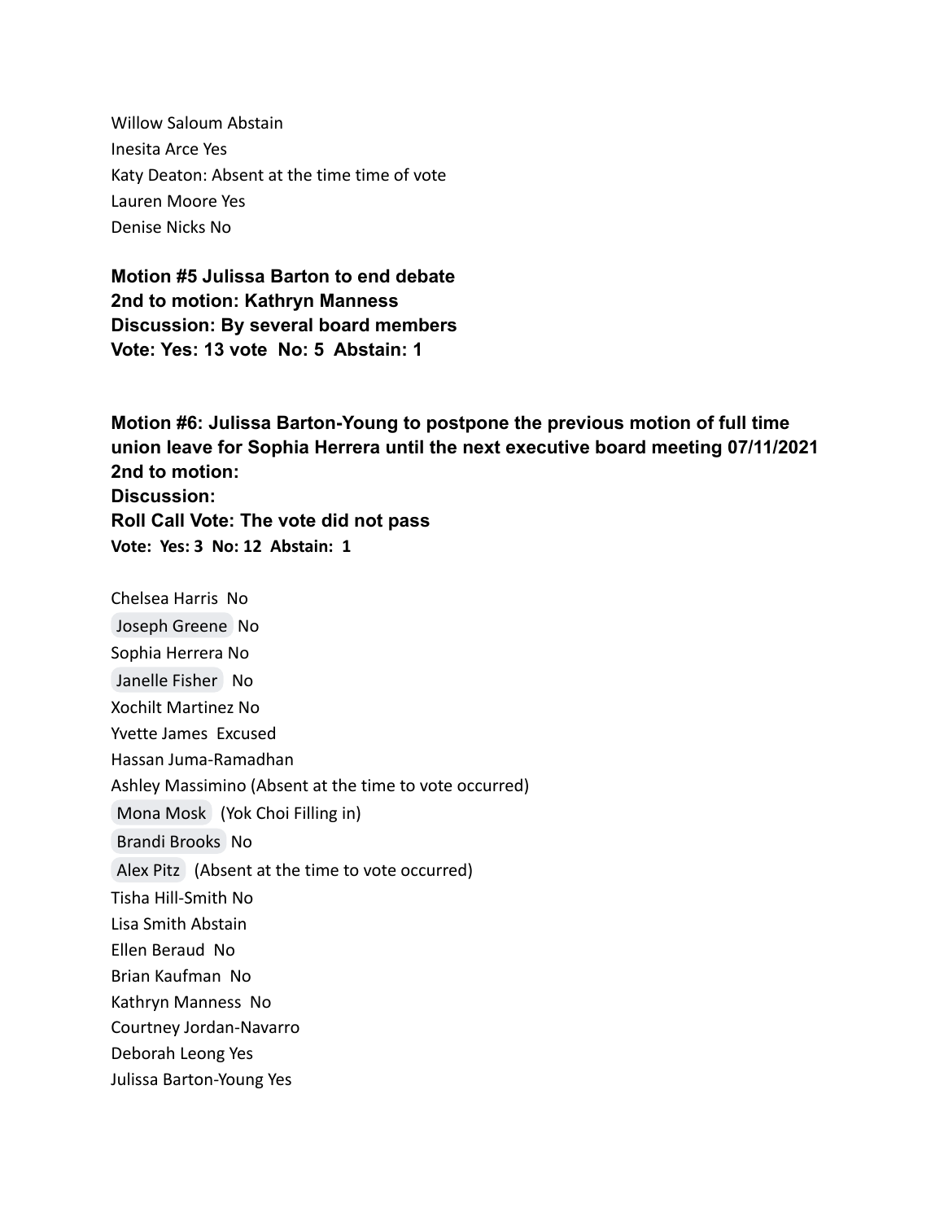Willow Saloum Abstain
Inesita Arce Yes
Katy Deaton: Absent at the time time of vote
Lauren Moore Yes
Denise Nicks No

**Motion #5 Julissa Barton to end debate**
**2nd to motion: Kathryn Manness**
**Discussion: By several board members**
**Vote: Yes: 13 vote No: 5 Abstain: 1**

**Motion #6: Julissa Barton-Young to postpone the previous motion of full time union leave for Sophia Herrera until the next executive board meeting 07/11/2021**
**2nd to motion:**
**Discussion:**
**Roll Call Vote: The vote did not pass**
**Vote: Yes: 3 No: 12 Abstain: 1**

Chelsea Harris No
Joseph Greene No
Sophia Herrera No
Janelle Fisher No
Xochilt Martinez No
Yvette James Excused
Hassan Juma-Ramadhan
Ashley Massimino (Absent at the time to vote occurred)
Mona Mosk (Yok Choi Filling in)
Brandi Brooks No
Alex Pitz (Absent at the time to vote occurred)
Tisha Hill-Smith No
Lisa Smith Abstain
Ellen Beraud No
Brian Kaufman No
Kathryn Manness No
Courtney Jordan-Navarro
Deborah Leong Yes
Julissa Barton-Young Yes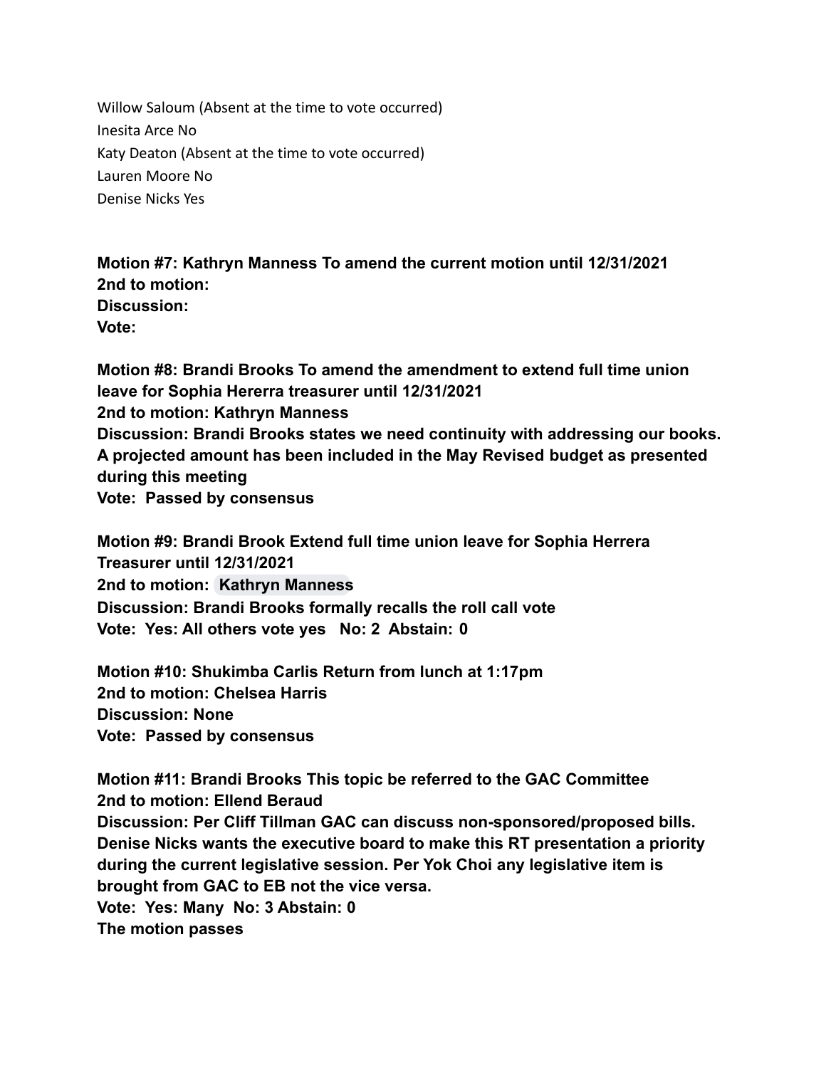Willow Saloum (Absent at the time to vote occurred)
Inesita Arce No
Katy Deaton (Absent at the time to vote occurred)
Lauren Moore No
Denise Nicks Yes

**Motion #7: Kathryn Manness To amend the current motion until 12/31/2021**
**2nd to motion:**
**Discussion:**
**Vote:**

**Motion #8: Brandi Brooks To amend the amendment to extend full time union leave for Sophia Hererra treasurer until 12/31/2021**
**2nd to motion: Kathryn Manness**
**Discussion: Brandi Brooks states we need continuity with addressing our books. A projected amount has been included in the May Revised budget as presented during this meeting**
**Vote: Passed by consensus**

**Motion #9: Brandi Brook Extend full time union leave for Sophia Herrera Treasurer until 12/31/2021**
**2nd to motion: Kathryn Manness**
**Discussion: Brandi Brooks formally recalls the roll call vote**
**Vote: Yes: All others vote yes No: 2 Abstain: 0**

**Motion #10: Shukimba Carlis Return from lunch at 1:17pm**
**2nd to motion: Chelsea Harris**
**Discussion: None**
**Vote: Passed by consensus**

**Motion #11: Brandi Brooks This topic be referred to the GAC Committee**
**2nd to motion: Ellend Beraud**
**Discussion: Per Cliff Tillman GAC can discuss non-sponsored/proposed bills. Denise Nicks wants the executive board to make this RT presentation a priority during the current legislative session. Per Yok Choi any legislative item is brought from GAC to EB not the vice versa.**
**Vote: Yes: Many No: 3 Abstain: 0**
**The motion passes**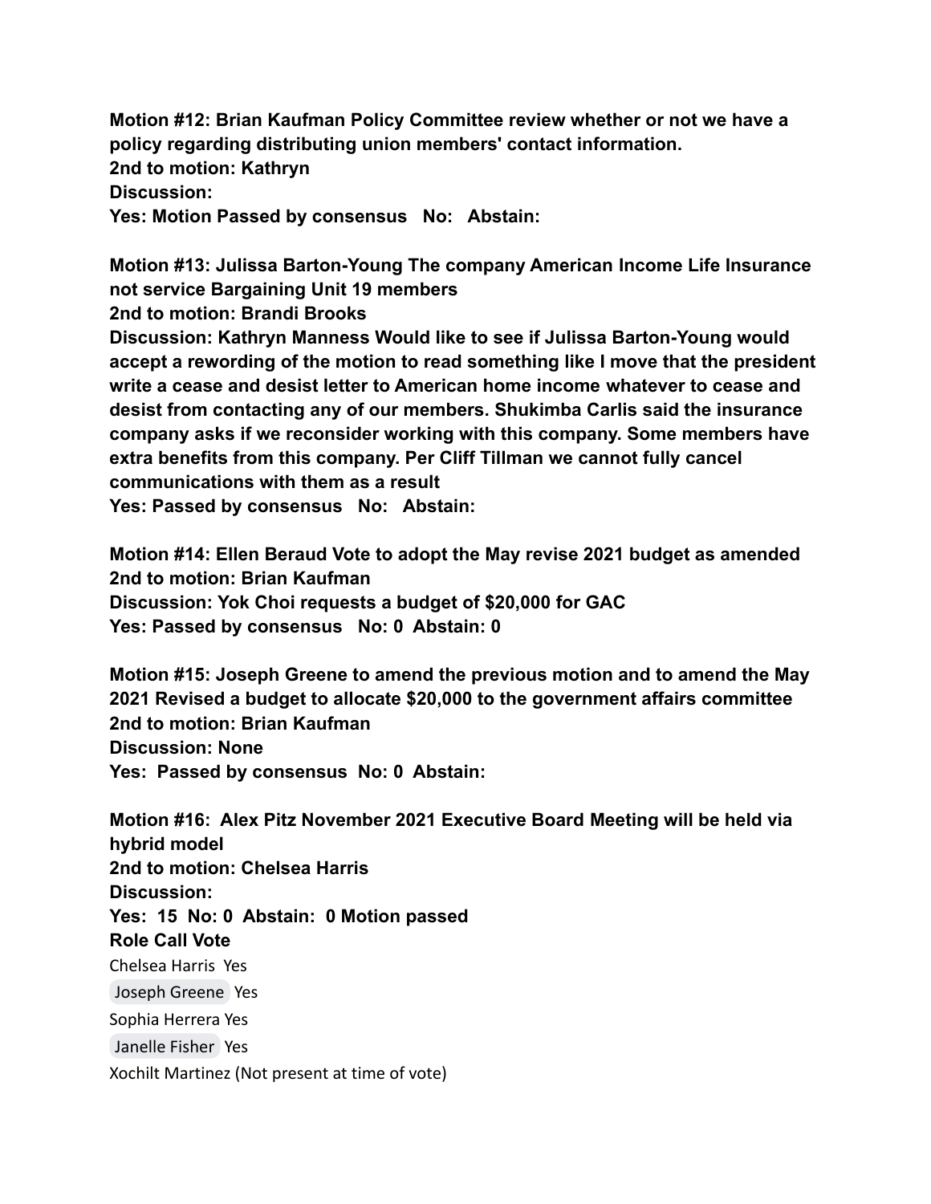**Motion #12: Brian Kaufman Policy Committee review whether or not we have a policy regarding distributing union members' contact information.**
**2nd to motion: Kathryn**
**Discussion:**
**Yes: Motion Passed by consensus No: Abstain:**

**Motion #13: Julissa Barton-Young The company American Income Life Insurance not service Bargaining Unit 19 members**
**2nd to motion: Brandi Brooks**
**Discussion: Kathryn Manness Would like to see if Julissa Barton-Young would accept a rewording of the motion to read something like I move that the president write a cease and desist letter to American home income whatever to cease and desist from contacting any of our members. Shukimba Carlis said the insurance company asks if we reconsider working with this company. Some members have extra benefits from this company. Per Cliff Tillman we cannot fully cancel communications with them as a result**
**Yes: Passed by consensus No: Abstain:**

**Motion #14: Ellen Beraud Vote to adopt the May revise 2021 budget as amended**
**2nd to motion: Brian Kaufman**
**Discussion: Yok Choi requests a budget of $20,000 for GAC**
**Yes: Passed by consensus No: 0 Abstain: 0**

**Motion #15: Joseph Greene to amend the previous motion and to amend the May 2021 Revised a budget to allocate $20,000 to the government affairs committee**
**2nd to motion: Brian Kaufman**
**Discussion: None**
**Yes: Passed by consensus No: 0 Abstain:**

**Motion #16: Alex Pitz November 2021 Executive Board Meeting will be held via hybrid model**
**2nd to motion: Chelsea Harris**
**Discussion:**
**Yes: 15 No: 0 Abstain: 0 Motion passed**
**Role Call Vote**
Chelsea Harris Yes
Joseph Greene Yes
Sophia Herrera Yes
Janelle Fisher Yes
Xochilt Martinez (Not present at time of vote)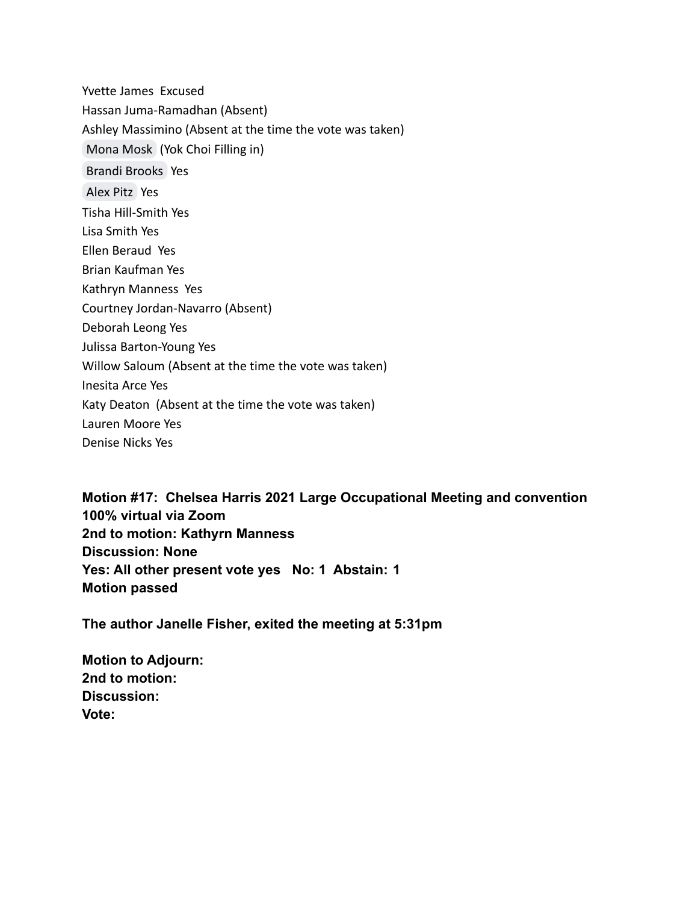Yvette James  Excused
Hassan Juma-Ramadhan (Absent)
Ashley Massimino (Absent at the time the vote was taken)
Mona Mosk  (Yok Choi Filling in)
Brandi Brooks  Yes
Alex Pitz  Yes
Tisha Hill-Smith Yes
Lisa Smith Yes
Ellen Beraud  Yes
Brian Kaufman Yes
Kathryn Manness  Yes
Courtney Jordan-Navarro (Absent)
Deborah Leong Yes
Julissa Barton-Young Yes
Willow Saloum (Absent at the time the vote was taken)
Inesita Arce Yes
Katy Deaton  (Absent at the time the vote was taken)
Lauren Moore Yes
Denise Nicks Yes

**Motion #17:  Chelsea Harris 2021 Large Occupational Meeting and convention 100% virtual via Zoom**
**2nd to motion: Kathyrn Manness**
**Discussion: None**
**Yes: All other present vote yes   No: 1  Abstain: 1**
**Motion passed**

**The author Janelle Fisher, exited the meeting at 5:31pm**

**Motion to Adjourn:**
**2nd to motion:**
**Discussion:**
**Vote:**